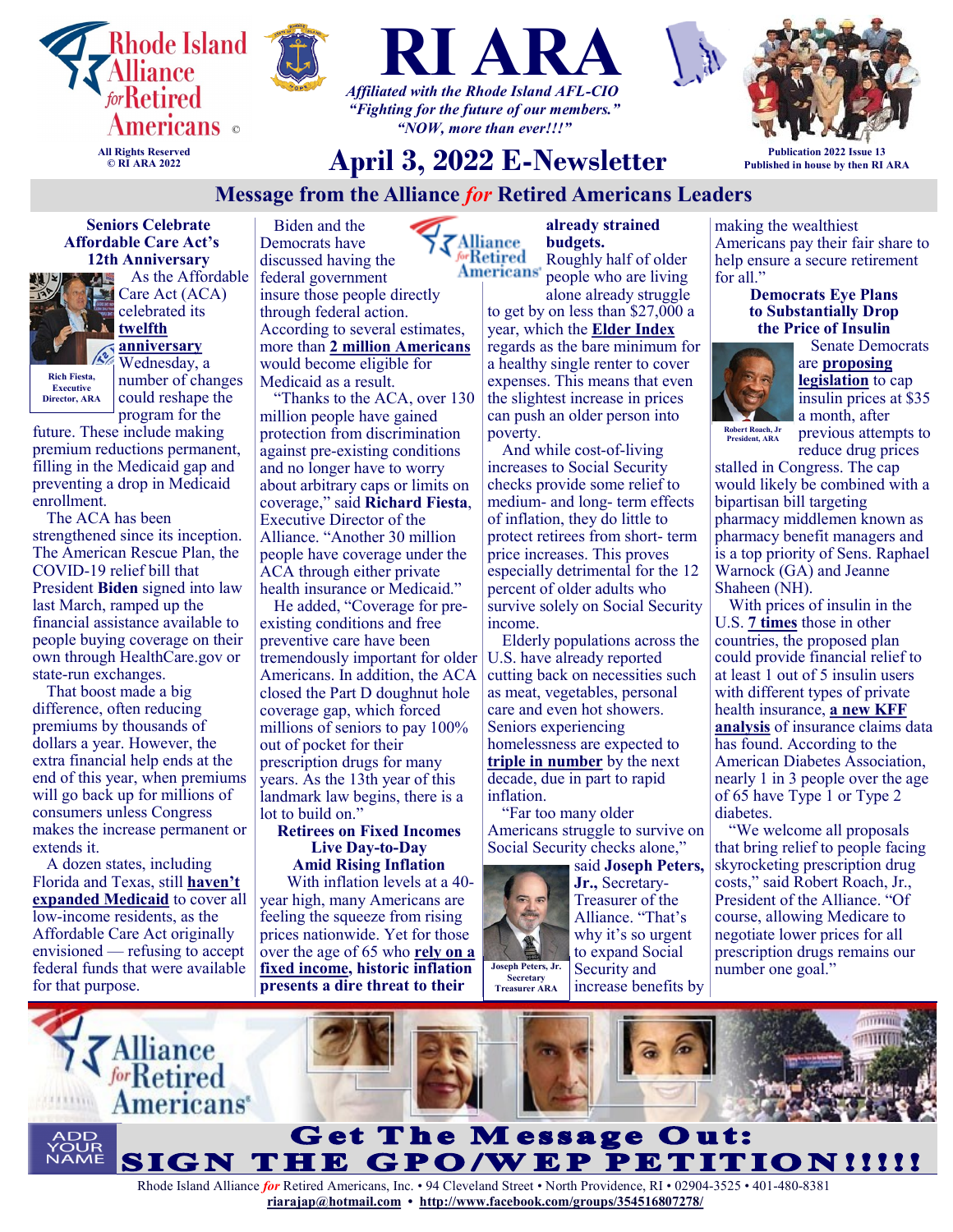Rhode Island Alliance for Retired Americans ©

All Rights Reserved
© RI ARA 2022

# RI ARA

*Affiliated with the Rhode Island AFL-CIO*
*"Fighting for the future of our members."*
*"NOW, more than ever!!!"*

## April 3, 2022 E-Newsletter

Publication 2022 Issue 13
Published in house by then RI ARA

## Message from the Alliance *for* Retired Americans Leaders

### Seniors Celebrate Affordable Care Act's 12th Anniversary

Rich Fiesta, Executive Director, ARA

As the Affordable Care Act (ACA) celebrated its **twelfth anniversary** Wednesday, a number of changes could reshape the program for the future. These include making premium reductions permanent, filling in the Medicaid gap and preventing a drop in Medicaid enrollment.

The ACA has been strengthened since its inception. The American Rescue Plan, the COVID-19 relief bill that President **Biden** signed into law last March, ramped up the financial assistance available to people buying coverage on their own through HealthCare.gov or state-run exchanges.

That boost made a big difference, often reducing premiums by thousands of dollars a year. However, the extra financial help ends at the end of this year, when premiums will go back up for millions of consumers unless Congress makes the increase permanent or extends it.

A dozen states, including Florida and Texas, still **haven't expanded Medicaid** to cover all low-income residents, as the Affordable Care Act originally envisioned — refusing to accept federal funds that were available for that purpose.

Biden and the Democrats have discussed having the federal government insure those people directly through federal action. According to several estimates, more than **2 million Americans** would become eligible for Medicaid as a result.

"Thanks to the ACA, over 130 million people have gained protection from discrimination against pre-existing conditions and no longer have to worry about arbitrary caps or limits on coverage," said **Richard Fiesta**, Executive Director of the Alliance. "Another 30 million people have coverage under the ACA through either private health insurance or Medicaid."

He added, "Coverage for pre-existing conditions and free preventive care have been tremendously important for older Americans. In addition, the ACA closed the Part D doughnut hole coverage gap, which forced millions of seniors to pay 100% out of pocket for their prescription drugs for many years. As the 13th year of this landmark law begins, there is a lot to build on."

### Retirees on Fixed Incomes Live Day-to-Day Amid Rising Inflation

With inflation levels at a 40-year high, many Americans are feeling the squeeze from rising prices nationwide. Yet for those over the age of 65 who **rely on a fixed income, historic inflation presents a dire threat to their already strained budgets.**

Roughly half of older people who are living alone already struggle to get by on less than $27,000 a year, which the **Elder Index** regards as the bare minimum for a healthy single renter to cover expenses. This means that even the slightest increase in prices can push an older person into poverty.

And while cost-of-living increases to Social Security checks provide some relief to medium- and long- term effects of inflation, they do little to protect retirees from short- term price increases. This proves especially detrimental for the 12 percent of older adults who survive solely on Social Security income.

Elderly populations across the U.S. have already reported cutting back on necessities such as meat, vegetables, personal care and even hot showers. Seniors experiencing homelessness are expected to **triple in number** by the next decade, due in part to rapid inflation.

"Far too many older Americans struggle to survive on Social Security checks alone," said **Joseph Peters, Jr.,** Secretary-Treasurer of the Alliance. "That's why it's so urgent to expand Social Security and increase benefits by making the wealthiest Americans pay their fair share to help ensure a secure retirement for all."

Joseph Peters, Jr. Secretary Treasurer ARA

### Democrats Eye Plans to Substantially Drop the Price of Insulin

Robert Roach, Jr President, ARA

Senate Democrats are **proposing legislation** to cap insulin prices at $35 a month, after previous attempts to reduce drug prices stalled in Congress. The cap would likely be combined with a bipartisan bill targeting pharmacy middlemen known as pharmacy benefit managers and is a top priority of Sens. Raphael Warnock (GA) and Jeanne Shaheen (NH).

With prices of insulin in the U.S. **7 times** those in other countries, the proposed plan could provide financial relief to at least 1 out of 5 insulin users with different types of private health insurance, **a new KFF analysis** of insurance claims data has found. According to the American Diabetes Association, nearly 1 in 3 people over the age of 65 have Type 1 or Type 2 diabetes.

"We welcome all proposals that bring relief to people facing skyrocketing prescription drug costs," said Robert Roach, Jr., President of the Alliance. "Of course, allowing Medicare to negotiate lower prices for all prescription drugs remains our number one goal."

ADD YOUR NAME

**Get The Message Out: SIGN THE GPO/WEP PETITION!!!!!**

Rhode Island Alliance *for* Retired Americans, Inc. • 94 Cleveland Street • North Providence, RI • 02904-3525 • 401-480-8381
**riarajap@hotmail.com • http://www.facebook.com/groups/354516807278/**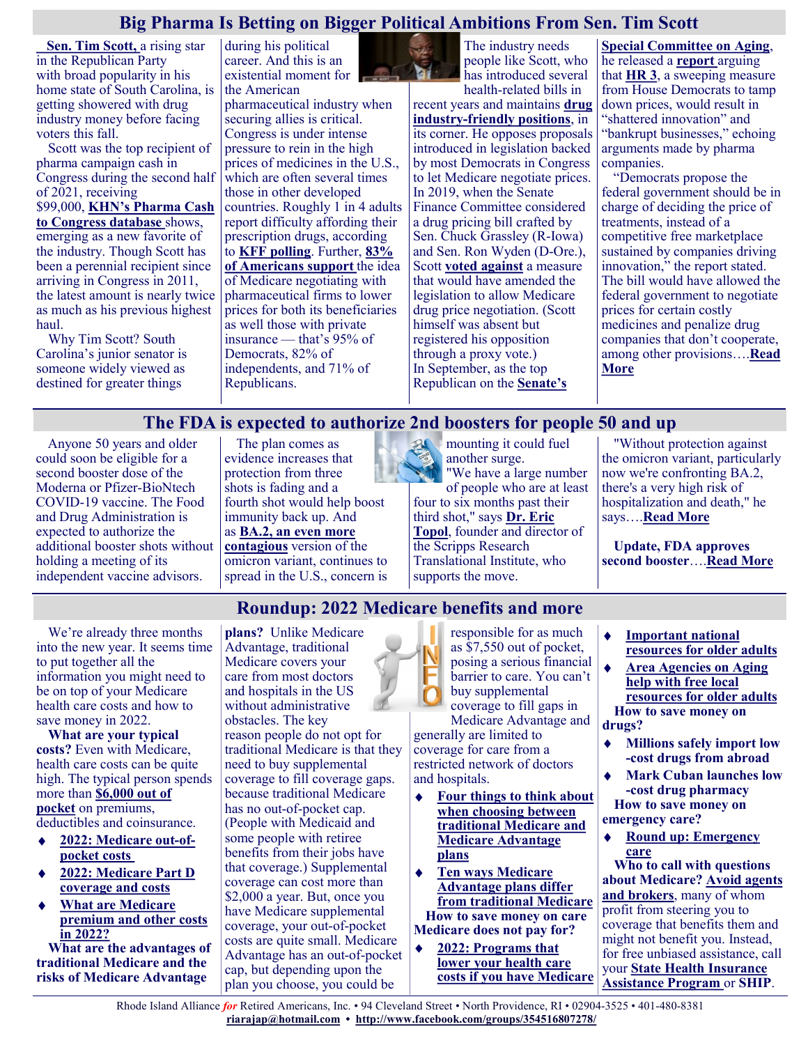## Big Pharma Is Betting on Bigger Political Ambitions From Sen. Tim Scott

**Sen. Tim Scott,** a rising star in the Republican Party with broad popularity in his home state of South Carolina, is getting showered with drug industry money before facing voters this fall.

Scott was the top recipient of pharma campaign cash in Congress during the second half of 2021, receiving $99,000, **KHN's Pharma Cash to Congress database** shows, emerging as a new favorite of the industry. Though Scott has been a perennial recipient since arriving in Congress in 2011, the latest amount is nearly twice as much as his previous highest haul.

Why Tim Scott? South Carolina's junior senator is someone widely viewed as destined for greater things during his political career. And this is an existential moment for the American pharmaceutical industry when securing allies is critical. Congress is under intense pressure to rein in the high prices of medicines in the U.S., which are often several times those in other developed countries. Roughly 1 in 4 adults report difficulty affording their prescription drugs, according to **KFF polling**. Further, **83% of Americans support** the idea of Medicare negotiating with pharmaceutical firms to lower prices for both its beneficiaries as well those with private insurance — that's 95% of Democrats, 82% of independents, and 71% of Republicans.

The industry needs people like Scott, who has introduced several health-related bills in recent years and maintains **drug industry-friendly positions**, in its corner. He opposes proposals introduced in legislation backed by most Democrats in Congress to let Medicare negotiate prices. In 2019, when the Senate Finance Committee considered a drug pricing bill crafted by Sen. Chuck Grassley (R-Iowa) and Sen. Ron Wyden (D-Ore.), Scott **voted against** a measure that would have amended the legislation to allow Medicare drug price negotiation. (Scott himself was absent but registered his opposition through a proxy vote.)

In September, as the top Republican on the **Senate's Special Committee on Aging**, he released a **report** arguing that **HR 3**, a sweeping measure from House Democrats to tamp down prices, would result in "shattered innovation" and "bankrupt businesses," echoing arguments made by pharma companies.

"Democrats propose the federal government should be in charge of deciding the price of treatments, instead of a competitive free marketplace sustained by companies driving innovation," the report stated. The bill would have allowed the federal government to negotiate prices for certain costly medicines and penalize drug companies that don't cooperate, among other provisions….**Read More**

## The FDA is expected to authorize 2nd boosters for people 50 and up

Anyone 50 years and older could soon be eligible for a second booster dose of the Moderna or Pfizer-BioNtech COVID-19 vaccine. The Food and Drug Administration is expected to authorize the additional booster shots without holding a meeting of its independent vaccine advisors.

The plan comes as evidence increases that protection from three shots is fading and a fourth shot would help boost immunity back up. And as **BA.2, an even more contagious** version of the omicron variant, continues to spread in the U.S., concern is mounting it could fuel another surge.

"We have a large number of people who are at least four to six months past their third shot," says **Dr. Eric Topol**, founder and director of the Scripps Research Translational Institute, who supports the move.

"Without protection against the omicron variant, particularly now we're confronting BA.2, there's a very high risk of hospitalization and death," he says….**Read More**

**Update, FDA approves second booster**….**Read More**

## Roundup: 2022 Medicare benefits and more

We're already three months into the new year. It seems time to put together all the information you might need to be on top of your Medicare health care costs and how to save money in 2022.

**What are your typical costs?** Even with Medicare, health care costs can be quite high. The typical person spends more than **$6,000 out of pocket** on premiums, deductibles and coinsurance.

- **2022: Medicare out-of-pocket costs**
- **2022: Medicare Part D coverage and costs**
- **What are Medicare premium and other costs in 2022?**

**What are the advantages of traditional Medicare and the risks of Medicare Advantage plans?** Unlike Medicare Advantage, traditional Medicare covers your care from most doctors and hospitals in the US without administrative obstacles. The key reason people do not opt for traditional Medicare is that they need to buy supplemental coverage to fill coverage gaps. because traditional Medicare has no out-of-pocket cap. (People with Medicaid and some people with retiree benefits from their jobs have that coverage.) Supplemental coverage can cost more than $2,000 a year. But, once you have Medicare supplemental coverage, your out-of-pocket costs are quite small. Medicare Advantage has an out-of-pocket cap, but depending upon the plan you choose, you could be responsible for as much as $7,550 out of pocket, posing a serious financial barrier to care. You can't buy supplemental coverage to fill gaps in Medicare Advantage and generally are limited to coverage for care from a restricted network of doctors and hospitals.

- **Four things to think about when choosing between traditional Medicare and Medicare Advantage plans**
- **Ten ways Medicare Advantage plans differ from traditional Medicare**

**How to save money on care Medicare does not pay for?**

- **2022: Programs that lower your health care costs if you have Medicare**
- **Important national resources for older adults**
- **Area Agencies on Aging help with free local resources for older adults**

**How to save money on drugs?**

- **Millions safely import low -cost drugs from abroad**
- **Mark Cuban launches low -cost drug pharmacy**

**How to save money on emergency care?**

- **Round up: Emergency care**

**Who to call with questions about Medicare? Avoid agents and brokers**, many of whom profit from steering you to coverage that benefits them and might not benefit you. Instead, for free unbiased assistance, call your **State Health Insurance Assistance Program** or **SHIP**.

Rhode Island Alliance *for* Retired Americans, Inc. • 94 Cleveland Street • North Providence, RI • 02904-3525 • 401-480-8381
**riarajap@hotmail.com** • **http://www.facebook.com/groups/354516807278/**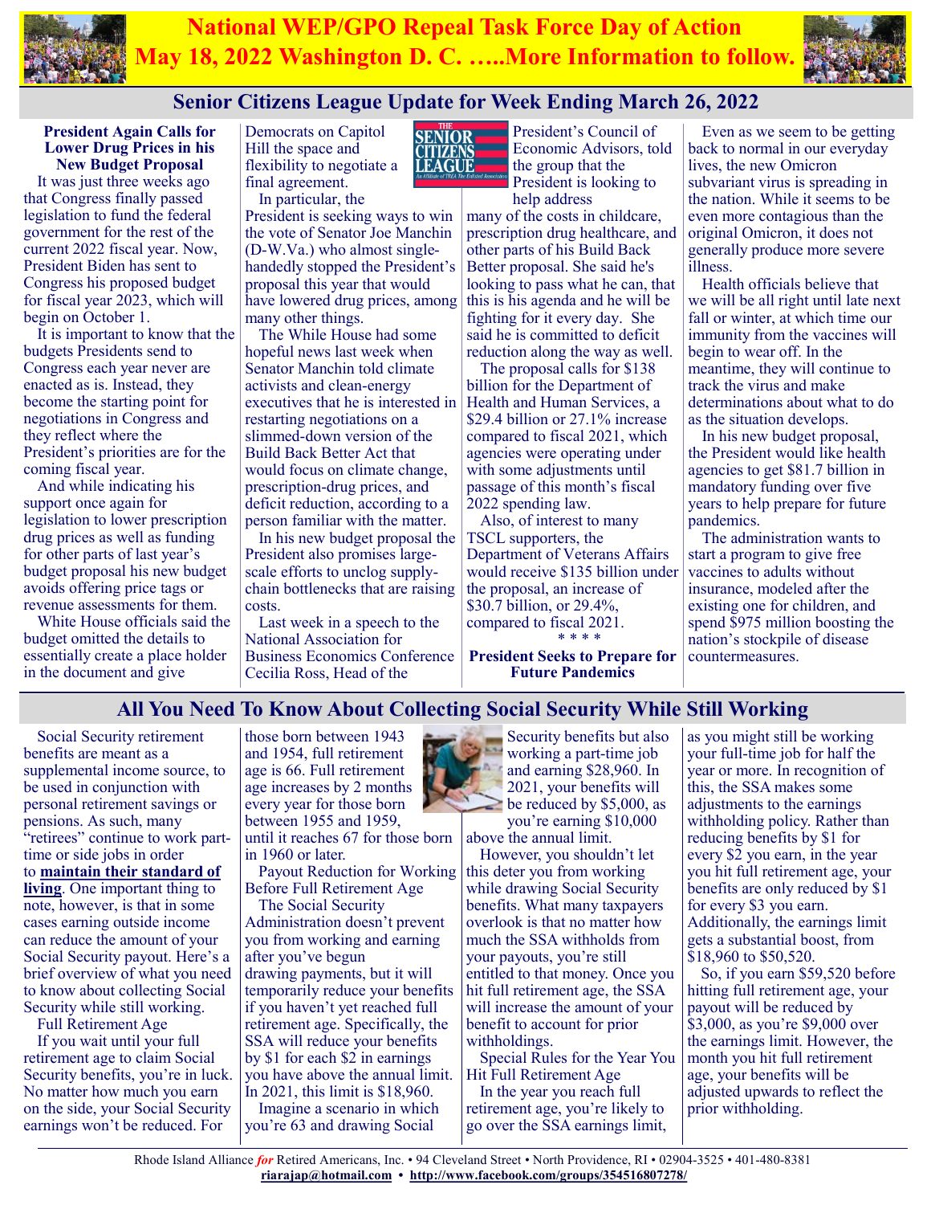# National WEP/GPO Repeal Task Force Day of Action May 18, 2022 Washington D. C. …..More Information to follow.

## Senior Citizens League Update for Week Ending March 26, 2022

**President Again Calls for Lower Drug Prices in his New Budget Proposal**

It was just three weeks ago that Congress finally passed legislation to fund the federal government for the rest of the current 2022 fiscal year. Now, President Biden has sent to Congress his proposed budget for fiscal year 2023, which will begin on October 1.

It is important to know that the budgets Presidents send to Congress each year never are enacted as is. Instead, they become the starting point for negotiations in Congress and they reflect where the President's priorities are for the coming fiscal year.

And while indicating his support once again for legislation to lower prescription drug prices as well as funding for other parts of last year's budget proposal his new budget avoids offering price tags or revenue assessments for them.

White House officials said the budget omitted the details to essentially create a place holder in the document and give Democrats on Capitol Hill the space and flexibility to negotiate a final agreement.

In particular, the President is seeking ways to win the vote of Senator Joe Manchin (D-W.Va.) who almost single-handedly stopped the President's proposal this year that would have lowered drug prices, among many other things.

The While House had some hopeful news last week when Senator Manchin told climate activists and clean-energy executives that he is interested in restarting negotiations on a slimmed-down version of the Build Back Better Act that would focus on climate change, prescription-drug prices, and deficit reduction, according to a person familiar with the matter.

In his new budget proposal the President also promises large-scale efforts to unclog supply-chain bottlenecks that are raising costs.

Last week in a speech to the National Association for Business Economics Conference Cecilia Ross, Head of the President's Council of Economic Advisors, told the group that the President is looking to help address many of the costs in childcare, prescription drug healthcare, and other parts of his Build Back Better proposal. She said he's looking to pass what he can, that this is his agenda and he will be fighting for it every day. She said he is committed to deficit reduction along the way as well.

The proposal calls for $138 billion for the Department of Health and Human Services, a $29.4 billion or 27.1% increase compared to fiscal 2021, which agencies were operating under with some adjustments until passage of this month's fiscal 2022 spending law.

Also, of interest to many TSCL supporters, the Department of Veterans Affairs would receive $135 billion under the proposal, an increase of $30.7 billion, or 29.4%, compared to fiscal 2021.

\* \* \* \*

**President Seeks to Prepare for Future Pandemics**

Even as we seem to be getting back to normal in our everyday lives, the new Omicron subvariant virus is spreading in the nation. While it seems to be even more contagious than the original Omicron, it does not generally produce more severe illness.

Health officials believe that we will be all right until late next fall or winter, at which time our immunity from the vaccines will begin to wear off. In the meantime, they will continue to track the virus and make determinations about what to do as the situation develops.

In his new budget proposal, the President would like health agencies to get $81.7 billion in mandatory funding over five years to help prepare for future pandemics.

The administration wants to start a program to give free vaccines to adults without insurance, modeled after the existing one for children, and spend $975 million boosting the nation's stockpile of disease countermeasures.

## All You Need To Know About Collecting Social Security While Still Working

Social Security retirement benefits are meant as a supplemental income source, to be used in conjunction with personal retirement savings or pensions. As such, many "retirees" continue to work part-time or side jobs in order to **maintain their standard of living**. One important thing to note, however, is that in some cases earning outside income can reduce the amount of your Social Security payout. Here's a brief overview of what you need to know about collecting Social Security while still working.

Full Retirement Age

If you wait until your full retirement age to claim Social Security benefits, you're in luck. No matter how much you earn on the side, your Social Security earnings won't be reduced. For those born between 1943 and 1954, full retirement age is 66. Full retirement age increases by 2 months every year for those born between 1955 and 1959, until it reaches 67 for those born in 1960 or later.

Payout Reduction for Working Before Full Retirement Age

The Social Security Administration doesn't prevent you from working and earning after you've begun drawing payments, but it will temporarily reduce your benefits if you haven't yet reached full retirement age. Specifically, the SSA will reduce your benefits by $1 for each $2 in earnings you have above the annual limit. In 2021, this limit is $18,960.

Imagine a scenario in which you're 63 and drawing Social Security benefits but also working a part-time job and earning $28,960. In 2021, your benefits will be reduced by $5,000, as you're earning $10,000 above the annual limit.

However, you shouldn't let this deter you from working while drawing Social Security benefits. What many taxpayers overlook is that no matter how much the SSA withholds from your payouts, you're still entitled to that money. Once you hit full retirement age, the SSA will increase the amount of your benefit to account for prior withholdings.

Special Rules for the Year You Hit Full Retirement Age

In the year you reach full retirement age, you're likely to go over the SSA earnings limit, as you might still be working your full-time job for half the year or more. In recognition of this, the SSA makes some adjustments to the earnings withholding policy. Rather than reducing benefits by $1 for every $2 you earn, in the year you hit full retirement age, your benefits are only reduced by $1 for every $3 you earn. Additionally, the earnings limit gets a substantial boost, from $18,960 to $50,520.

So, if you earn $59,520 before hitting full retirement age, your payout will be reduced by $3,000, as you're $9,000 over the earnings limit. However, the month you hit full retirement age, your benefits will be adjusted upwards to reflect the prior withholding.

Rhode Island Alliance *for* Retired Americans, Inc. • 94 Cleveland Street • North Providence, RI • 02904-3525 • 401-480-8381
riarajap@hotmail.com • http://www.facebook.com/groups/354516807278/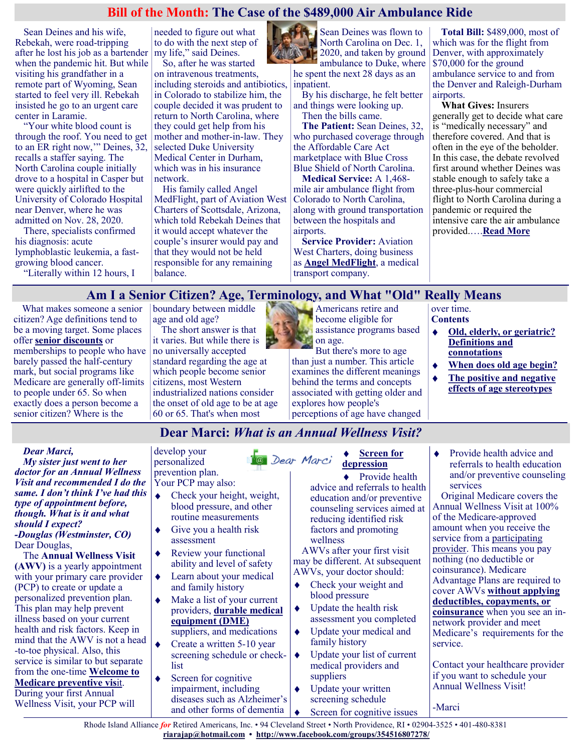## Bill of the Month: The Case of the $489,000 Air Ambulance Ride

Sean Deines and his wife, Rebekah, were road-tripping after he lost his job as a bartender when the pandemic hit. But while visiting his grandfather in a remote part of Wyoming, Sean started to feel very ill. Rebekah insisted he go to an urgent care center in Laramie.

"Your white blood count is through the roof. You need to get to an ER right now,'" Deines, 32, recalls a staffer saying. The North Carolina couple initially drove to a hospital in Casper but were quickly airlifted to the University of Colorado Hospital near Denver, where he was admitted on Nov. 28, 2020.

There, specialists confirmed his diagnosis: acute lymphoblastic leukemia, a fast-growing blood cancer.

"Literally within 12 hours, I needed to figure out what to do with the next step of my life," said Deines.

So, after he was started on intravenous treatments, including steroids and antibiotics, in Colorado to stabilize him, the couple decided it was prudent to return to North Carolina, where they could get help from his mother and mother-in-law. They selected Duke University Medical Center in Durham, which was in his insurance network.

His family called Angel MedFlight, part of Aviation West Charters of Scottsdale, Arizona, which told Rebekah Deines that it would accept whatever the couple's insurer would pay and that they would not be held responsible for any remaining balance.

Sean Deines was flown to North Carolina on Dec. 1, 2020, and taken by ground ambulance to Duke, where he spent the next 28 days as an inpatient.

By his discharge, he felt better and things were looking up.

Then the bills came.

**The Patient:** Sean Deines, 32, who purchased coverage through the Affordable Care Act marketplace with Blue Cross Blue Shield of North Carolina.

**Medical Service:** A 1,468-mile air ambulance flight from Colorado to North Carolina, along with ground transportation between the hospitals and airports.

**Service Provider:** Aviation West Charters, doing business as **Angel MedFlight**, a medical transport company.

**Total Bill:** $489,000, most of which was for the flight from Denver, with approximately $70,000 for the ground ambulance service to and from the Denver and Raleigh-Durham airports.

**What Gives:** Insurers generally get to decide what care is "medically necessary" and therefore covered. And that is often in the eye of the beholder. In this case, the debate revolved first around whether Deines was stable enough to safely take a three-plus-hour commercial flight to North Carolina during a pandemic or required the intensive care the air ambulance provided.….**Read More**

## Am I a Senior Citizen? Age, Terminology, and What "Old" Really Means

What makes someone a senior citizen? Age definitions tend to be a moving target. Some places offer **senior discounts** or memberships to people who have barely passed the half-century mark, but social programs like Medicare are generally off-limits to people under 65. So when exactly does a person become a senior citizen? Where is the boundary between middle age and old age?

The short answer is that it varies. But while there is no universally accepted standard regarding the age at which people become senior citizens, most Western industrialized nations consider the onset of old age to be at age 60 or 65. That's when most Americans retire and become eligible for assistance programs based on age.

But there's more to age than just a number. This article examines the different meanings behind the terms and concepts associated with getting older and explores how people's perceptions of age have changed over time.

**Contents**

- **Old, elderly, or geriatric? Definitions and connotations**
- **When does old age begin?**
- **The positive and negative effects of age stereotypes**

## Dear Marci: *What is an Annual Wellness Visit?*

***Dear Marci,***

***My sister just went to her doctor for an Annual Wellness Visit and recommended I do the same. I don't think I've had this type of appointment before, though. What is it and what should I expect?***

***-Douglas (Westminster, CO)***

Dear Douglas,

The **Annual Wellness Visit (AWV)** is a yearly appointment with your primary care provider (PCP) to create or update a personalized prevention plan. This plan may help prevent illness based on your current health and risk factors. Keep in mind that the AWV is not a head-to-toe physical. Also, this service is similar to but separate from the one-time **Welcome to Medicare preventive visit**. During your first Annual Wellness Visit, your PCP will develop your personalized prevention plan. Your PCP may also:

- Check your height, weight, blood pressure, and other routine measurements
- Give you a health risk assessment
- Review your functional ability and level of safety
- Learn about your medical and family history
- Make a list of your current providers, **durable medical equipment (DME)** suppliers, and medications
- Create a written 5-10 year screening schedule or check-list
- Screen for cognitive impairment, including diseases such as Alzheimer's and other forms of dementia
- **Screen for depression**
- Provide health advice and referrals to health education and/or preventive counseling services aimed at reducing identified risk factors and promoting wellness

AWVs after your first visit may be different. At subsequent AWVs, your doctor should:

- Check your weight and blood pressure
- Update the health risk assessment you completed
- Update your medical and family history
- Update your list of current medical providers and suppliers
- Update your written screening schedule
- Screen for cognitive issues
- Provide health advice and referrals to health education and/or preventive counseling services

Original Medicare covers the Annual Wellness Visit at 100% of the Medicare-approved amount when you receive the service from a participating provider. This means you pay nothing (no deductible or coinsurance). Medicare Advantage Plans are required to cover AWVs **without applying deductibles, copayments, or coinsurance** when you see an in-network provider and meet Medicare's requirements for the service.

Contact your healthcare provider if you want to schedule your Annual Wellness Visit!

-Marci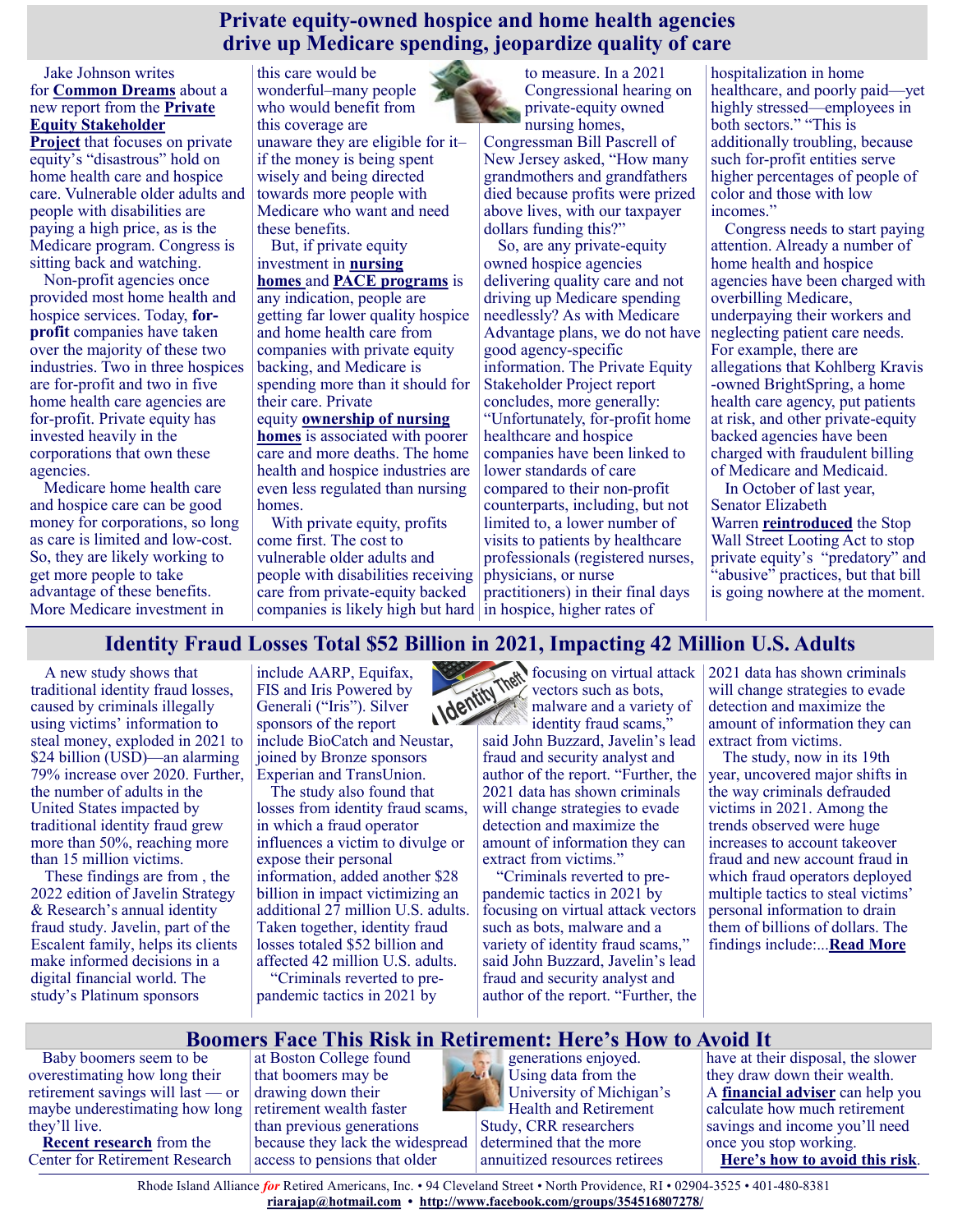# Private equity-owned hospice and home health agencies drive up Medicare spending, jeopardize quality of care

Jake Johnson writes for **Common Dreams** about a new report from the **Private Equity Stakeholder Project** that focuses on private equity's "disastrous" hold on home health care and hospice care. Vulnerable older adults and people with disabilities are paying a high price, as is the Medicare program. Congress is sitting back and watching.

Non-profit agencies once provided most home health and hospice services. Today, **for-profit** companies have taken over the majority of these two industries. Two in three hospices are for-profit and two in five home health care agencies are for-profit. Private equity has invested heavily in the corporations that own these agencies.

Medicare home health care and hospice care can be good money for corporations, so long as care is limited and low-cost. So, they are likely working to get more people to take advantage of these benefits. More Medicare investment in this care would be wonderful–many people who would benefit from this coverage are unaware they are eligible for it–if the money is being spent wisely and being directed towards more people with Medicare who want and need these benefits.

But, if private equity investment in **nursing homes** and **PACE programs** is any indication, people are getting far lower quality hospice and home health care from companies with private equity backing, and Medicare is spending more than it should for their care. Private equity **ownership of nursing homes** is associated with poorer care and more deaths. The home health and hospice industries are even less regulated than nursing homes.

With private equity, profits come first. The cost to vulnerable older adults and people with disabilities receiving care from private-equity backed companies is likely high but hard to measure. In a 2021 Congressional hearing on private-equity owned nursing homes, Congressman Bill Pascrell of New Jersey asked, "How many grandmothers and grandfathers died because profits were prized above lives, with our taxpayer dollars funding this?"

So, are any private-equity owned hospice agencies delivering quality care and not driving up Medicare spending needlessly? As with Medicare Advantage plans, we do not have good agency-specific information. The Private Equity Stakeholder Project report concludes, more generally: "Unfortunately, for-profit home healthcare and hospice companies have been linked to lower standards of care compared to their non-profit counterparts, including, but not limited to, a lower number of visits to patients by healthcare professionals (registered nurses, physicians, or nurse practitioners) in their final days in hospice, higher rates of hospitalization in home healthcare, and poorly paid—yet highly stressed—employees in both sectors." "This is additionally troubling, because such for-profit entities serve higher percentages of people of color and those with low incomes."

Congress needs to start paying attention. Already a number of home health and hospice agencies have been charged with overbilling Medicare, underpaying their workers and neglecting patient care needs. For example, there are allegations that Kohlberg Kravis -owned BrightSpring, a home health care agency, put patients at risk, and other private-equity backed agencies have been charged with fraudulent billing of Medicare and Medicaid.

In October of last year, Senator Elizabeth Warren **reintroduced** the Stop Wall Street Looting Act to stop private equity's "predatory" and "abusive" practices, but that bill is going nowhere at the moment.

# Identity Fraud Losses Total $52 Billion in 2021, Impacting 42 Million U.S. Adults

A new study shows that traditional identity fraud losses, caused by criminals illegally using victims' information to steal money, exploded in 2021 to $24 billion (USD)—an alarming 79% increase over 2020. Further, the number of adults in the United States impacted by traditional identity fraud grew more than 50%, reaching more than 15 million victims.

These findings are from , the 2022 edition of Javelin Strategy & Research's annual identity fraud study. Javelin, part of the Escalent family, helps its clients make informed decisions in a digital financial world. The study's Platinum sponsors include AARP, Equifax, FIS and Iris Powered by Generali ("Iris"). Silver sponsors of the report include BioCatch and Neustar, joined by Bronze sponsors Experian and TransUnion.

The study also found that losses from identity fraud scams, in which a fraud operator influences a victim to divulge or expose their personal information, added another $28 billion in impact victimizing an additional 27 million U.S. adults. Taken together, identity fraud losses totaled $52 billion and affected 42 million U.S. adults.

"Criminals reverted to pre-pandemic tactics in 2021 by focusing on virtual attack vectors such as bots, malware and a variety of identity fraud scams," said John Buzzard, Javelin's lead fraud and security analyst and author of the report. "Further, the 2021 data has shown criminals will change strategies to evade detection and maximize the amount of information they can extract from victims."

"Criminals reverted to pre-pandemic tactics in 2021 by focusing on virtual attack vectors such as bots, malware and a variety of identity fraud scams," said John Buzzard, Javelin's lead fraud and security analyst and author of the report. "Further, the 2021 data has shown criminals will change strategies to evade detection and maximize the amount of information they can extract from victims.

The study, now in its 19th year, uncovered major shifts in the way criminals defrauded victims in 2021. Among the trends observed were huge increases to account takeover fraud and new account fraud in which fraud operators deployed multiple tactics to steal victims' personal information to drain them of billions of dollars. The findings include:...**Read More**

# Boomers Face This Risk in Retirement: Here's How to Avoid It

Baby boomers seem to be overestimating how long their retirement savings will last — or maybe underestimating how long they'll live.

**Recent research** from the Center for Retirement Research at Boston College found that boomers may be drawing down their retirement wealth faster than previous generations because they lack the widespread access to pensions that older generations enjoyed. Using data from the University of Michigan's Health and Retirement Study, CRR researchers determined that the more annuitized resources retirees have at their disposal, the slower they draw down their wealth. A **financial adviser** can help you calculate how much retirement savings and income you'll need once you stop working.

**Here's how to avoid this risk**.

Rhode Island Alliance *for* Retired Americans, Inc. • 94 Cleveland Street • North Providence, RI • 02904-3525 • 401-480-8381
**riarajap@hotmail.com** • **http://www.facebook.com/groups/354516807278/**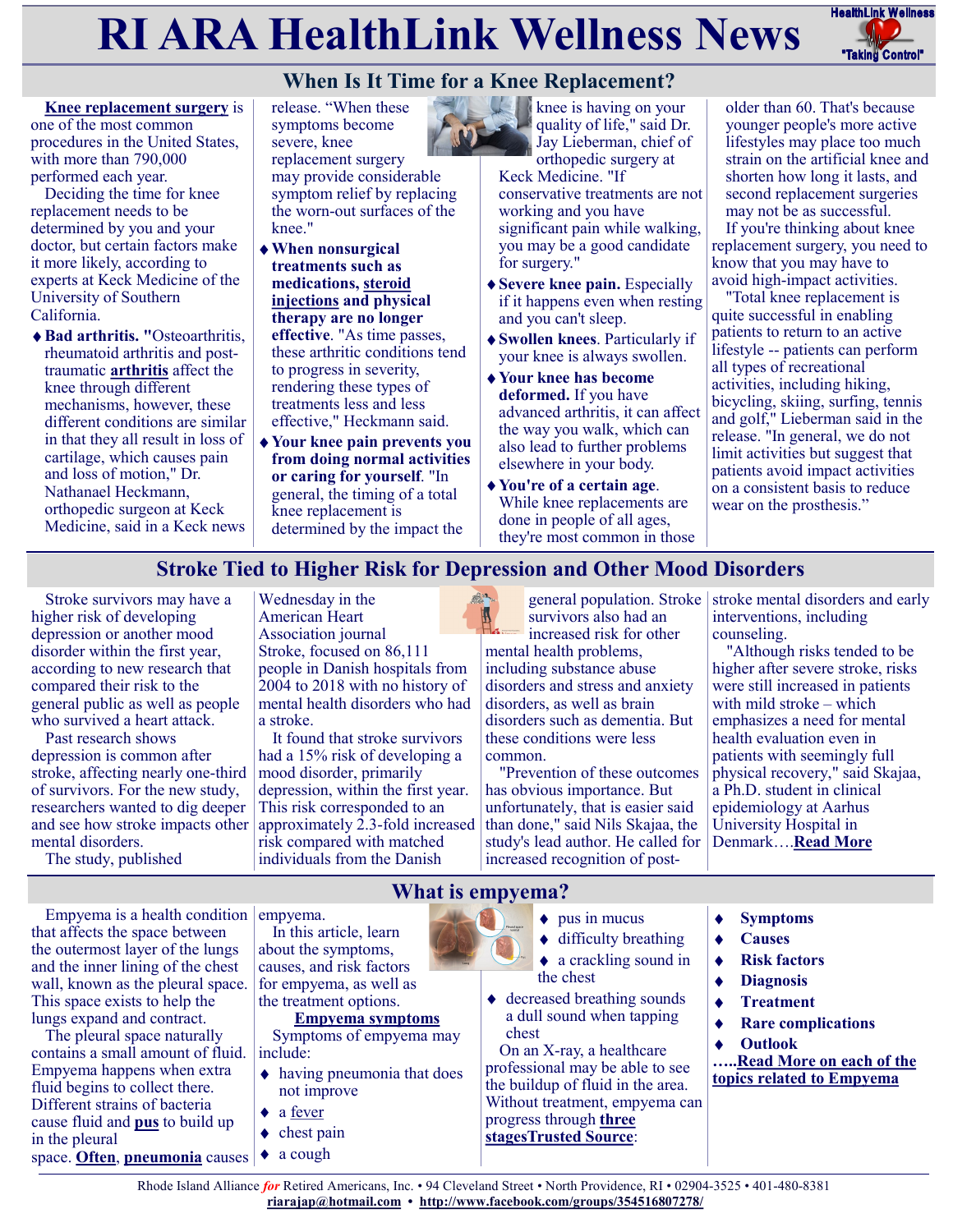# RI ARA HealthLink Wellness News

## When Is It Time for a Knee Replacement?

**Knee replacement surgery** is one of the most common procedures in the United States, with more than 790,000 performed each year.

Deciding the time for knee replacement needs to be determined by you and your doctor, but certain factors make it more likely, according to experts at Keck Medicine of the University of Southern California.

- **Bad arthritis.** "Osteoarthritis, rheumatoid arthritis and post-traumatic **arthritis** affect the knee through different mechanisms, however, these different conditions are similar in that they all result in loss of cartilage, which causes pain and loss of motion," Dr. Nathanael Heckmann, orthopedic surgeon at Keck Medicine, said in a Keck news release. "When these symptoms become severe, knee replacement surgery may provide considerable symptom relief by replacing the worn-out surfaces of the knee."
- **When nonsurgical treatments such as medications, steroid injections and physical therapy are no longer effective**. "As time passes, these arthritic conditions tend to progress in severity, rendering these types of treatments less and less effective," Heckmann said.
- **Your knee pain prevents you from doing normal activities or caring for yourself**. "In general, the timing of a total knee replacement is determined by the impact the knee is having on your quality of life," said Dr. Jay Lieberman, chief of orthopedic surgery at Keck Medicine. "If conservative treatments are not working and you have significant pain while walking, you may be a good candidate for surgery."
- **Severe knee pain.** Especially if it happens even when resting and you can't sleep.
- **Swollen knees**. Particularly if your knee is always swollen.
- **Your knee has become deformed.** If you have advanced arthritis, it can affect the way you walk, which can also lead to further problems elsewhere in your body.
- **You're of a certain age**. While knee replacements are done in people of all ages, they're most common in those older than 60. That's because younger people's more active lifestyles may place too much strain on the artificial knee and shorten how long it lasts, and second replacement surgeries may not be as successful.

If you're thinking about knee replacement surgery, you need to know that you may have to avoid high-impact activities.

"Total knee replacement is quite successful in enabling patients to return to an active lifestyle -- patients can perform all types of recreational activities, including hiking, bicycling, skiing, surfing, tennis and golf," Lieberman said in the release. "In general, we do not limit activities but suggest that patients avoid impact activities on a consistent basis to reduce wear on the prosthesis."

## Stroke Tied to Higher Risk for Depression and Other Mood Disorders

Stroke survivors may have a higher risk of developing depression or another mood disorder within the first year, according to new research that compared their risk to the general public as well as people who survived a heart attack.

Past research shows depression is common after stroke, affecting nearly one-third of survivors. For the new study, researchers wanted to dig deeper and see how stroke impacts other mental disorders.

The study, published Wednesday in the American Heart Association journal Stroke, focused on 86,111 people in Danish hospitals from 2004 to 2018 with no history of mental health disorders who had a stroke.

It found that stroke survivors had a 15% risk of developing a mood disorder, primarily depression, within the first year. This risk corresponded to an approximately 2.3-fold increased risk compared with matched individuals from the Danish general population. Stroke survivors also had an increased risk for other mental health problems, including substance abuse disorders and stress and anxiety disorders, as well as brain disorders such as dementia. But these conditions were less common.

"Prevention of these outcomes has obvious importance. But unfortunately, that is easier said than done," said Nils Skajaa, the study's lead author. He called for increased recognition of post-stroke mental disorders and early interventions, including counseling.

"Although risks tended to be higher after severe stroke, risks were still increased in patients with mild stroke – which emphasizes a need for mental health evaluation even in patients with seemingly full physical recovery," said Skajaa, a Ph.D. student in clinical epidemiology at Aarhus University Hospital in Denmark….**Read More**

## What is empyema?

Empyema is a health condition that affects the space between the outermost layer of the lungs and the inner lining of the chest wall, known as the pleural space. This space exists to help the lungs expand and contract.

The pleural space naturally contains a small amount of fluid. Empyema happens when extra fluid begins to collect there. Different strains of bacteria cause fluid and **pus** to build up in the pleural space. **Often**, **pneumonia** causes empyema.

In this article, learn about the symptoms, causes, and risk factors for empyema, as well as the treatment options.

**Empyema symptoms**

Symptoms of empyema may include:

- having pneumonia that does not improve
- a fever
- chest pain
- a cough
- pus in mucus
- difficulty breathing
- a crackling sound in the chest
- decreased breathing sounds
- a dull sound when tapping chest

On an X-ray, a healthcare professional may be able to see the buildup of fluid in the area. Without treatment, empyema can progress through **three stagesTrusted Source**:

- **Symptoms**
- **Causes**
- **Risk factors**
- **Diagnosis**
- **Treatment**
- **Rare complications**
- **Outlook**

**…..Read More on each of the topics related to Empyema**

Rhode Island Alliance *for* Retired Americans, Inc. • 94 Cleveland Street • North Providence, RI • 02904-3525 • 401-480-8381
**riarajap@hotmail.com** • **http://www.facebook.com/groups/354516807278/**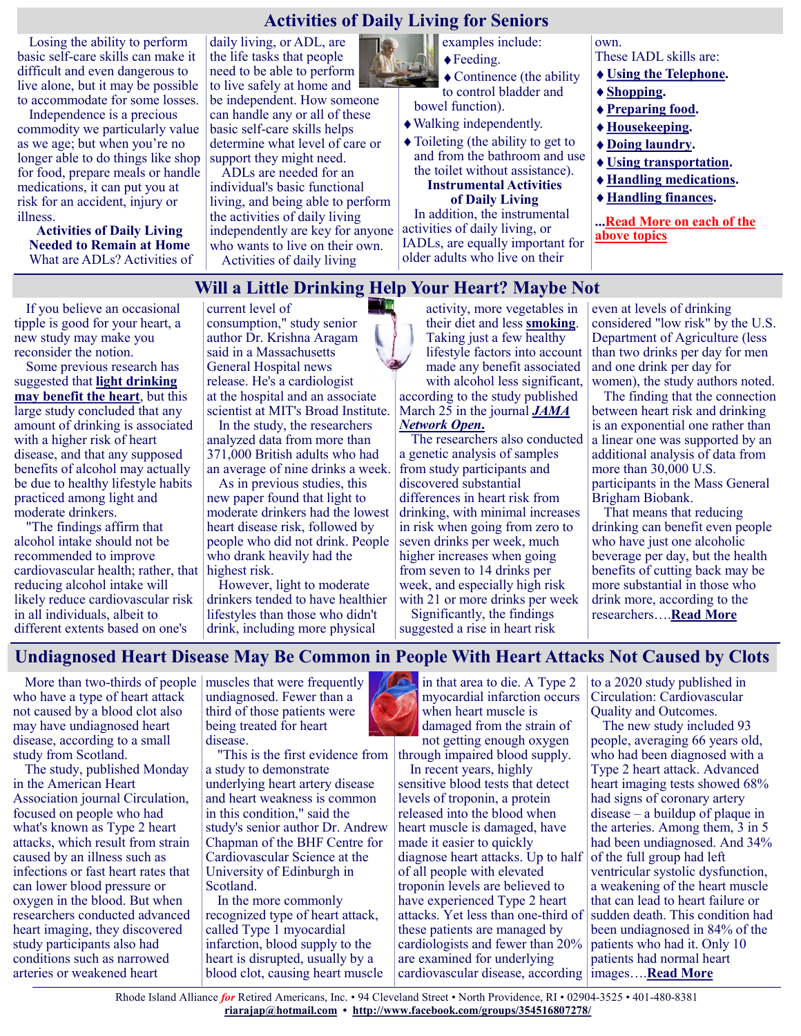# Activities of Daily Living for Seniors

Losing the ability to perform basic self-care skills can make it difficult and even dangerous to live alone, but it may be possible to accommodate for some losses.

Independence is a precious commodity we particularly value as we age; but when you're no longer able to do things like shop for food, prepare meals or handle medications, it can put you at risk for an accident, injury or illness.

**Activities of Daily Living Needed to Remain at Home**

What are ADLs? Activities of daily living, or ADL, are the life tasks that people need to be able to perform to live safely at home and be independent. How someone can handle any or all of these basic self-care skills helps determine what level of care or support they might need.

ADLs are needed for an individual's basic functional living, and being able to perform the activities of daily living independently are key for anyone who wants to live on their own.

Activities of daily living examples include:

- Feeding.
- Continence (the ability to control bladder and bowel function).
- Walking independently.
- Toileting (the ability to get to and from the bathroom and use the toilet without assistance).

**Instrumental Activities of Daily Living**

In addition, the instrumental activities of daily living, or IADLs, are equally important for older adults who live on their own.

These IADL skills are:

- **Using the Telephone.**
- **Shopping.**
- **Preparing food.**
- **Housekeeping.**
- **Doing laundry.**
- **Using transportation.**
- **Handling medications.**
- **Handling finances.**

**...Read More on each of the above topics**

# Will a Little Drinking Help Your Heart? Maybe Not

If you believe an occasional tipple is good for your heart, a new study may make you reconsider the notion.

Some previous research has suggested that **light drinking may benefit the heart**, but this large study concluded that any amount of drinking is associated with a higher risk of heart disease, and that any supposed benefits of alcohol may actually be due to healthy lifestyle habits practiced among light and moderate drinkers.

"The findings affirm that alcohol intake should not be recommended to improve cardiovascular health; rather, that reducing alcohol intake will likely reduce cardiovascular risk in all individuals, albeit to different extents based on one's current level of consumption," study senior author Dr. Krishna Aragam said in a Massachusetts General Hospital news release. He's a cardiologist at the hospital and an associate scientist at MIT's Broad Institute.

In the study, the researchers analyzed data from more than 371,000 British adults who had an average of nine drinks a week.

As in previous studies, this new paper found that light to moderate drinkers had the lowest heart disease risk, followed by people who did not drink. People who drank heavily had the highest risk.

However, light to moderate drinkers tended to have healthier lifestyles than those who didn't drink, including more physical activity, more vegetables in their diet and less **smoking**. Taking just a few healthy lifestyle factors into account made any benefit associated with alcohol less significant, according to the study published March 25 in the journal ***JAMA Network Open***.

The researchers also conducted a genetic analysis of samples from study participants and discovered substantial differences in heart risk from drinking, with minimal increases in risk when going from zero to seven drinks per week, much higher increases when going from seven to 14 drinks per week, and especially high risk with 21 or more drinks per week

Significantly, the findings suggested a rise in heart risk even at levels of drinking considered "low risk" by the U.S. Department of Agriculture (less than two drinks per day for men and one drink per day for women), the study authors noted.

The finding that the connection between heart risk and drinking is an exponential one rather than a linear one was supported by an additional analysis of data from more than 30,000 U.S. participants in the Mass General Brigham Biobank.

That means that reducing drinking can benefit even people who have just one alcoholic beverage per day, but the health benefits of cutting back may be more substantial in those who drink more, according to the researchers….**Read More**

# Undiagnosed Heart Disease May Be Common in People With Heart Attacks Not Caused by Clots

More than two-thirds of people who have a type of heart attack not caused by a blood clot also may have undiagnosed heart disease, according to a small study from Scotland.

The study, published Monday in the American Heart Association journal Circulation, focused on people who had what's known as Type 2 heart attacks, which result from strain caused by an illness such as infections or fast heart rates that can lower blood pressure or oxygen in the blood. But when researchers conducted advanced heart imaging, they discovered study participants also had conditions such as narrowed arteries or weakened heart muscles that were frequently undiagnosed. Fewer than a third of those patients were being treated for heart disease.

"This is the first evidence from a study to demonstrate underlying heart artery disease and heart weakness is common in this condition," said the study's senior author Dr. Andrew Chapman of the BHF Centre for Cardiovascular Science at the University of Edinburgh in Scotland.

In the more commonly recognized type of heart attack, called Type 1 myocardial infarction, blood supply to the heart is disrupted, usually by a blood clot, causing heart muscle in that area to die. A Type 2 myocardial infarction occurs when heart muscle is damaged from the strain of not getting enough oxygen through impaired blood supply.

In recent years, highly sensitive blood tests that detect levels of troponin, a protein released into the blood when heart muscle is damaged, have made it easier to quickly diagnose heart attacks. Up to half of all people with elevated troponin levels are believed to have experienced Type 2 heart attacks. Yet less than one-third of these patients are managed by cardiologists and fewer than 20% are examined for underlying cardiovascular disease, according to a 2020 study published in Circulation: Cardiovascular Quality and Outcomes.

The new study included 93 people, averaging 66 years old, who had been diagnosed with a Type 2 heart attack. Advanced heart imaging tests showed 68% had signs of coronary artery disease – a buildup of plaque in the arteries. Among them, 3 in 5 had been undiagnosed. And 34% of the full group had left ventricular systolic dysfunction, a weakening of the heart muscle that can lead to heart failure or sudden death. This condition had been undiagnosed in 84% of the patients who had it. Only 10 patients had normal heart images….**Read More**

Rhode Island Alliance *for* Retired Americans, Inc. • 94 Cleveland Street • North Providence, RI • 02904-3525 • 401-480-8381
**riarajap@hotmail.com** • **http://www.facebook.com/groups/354516807278/**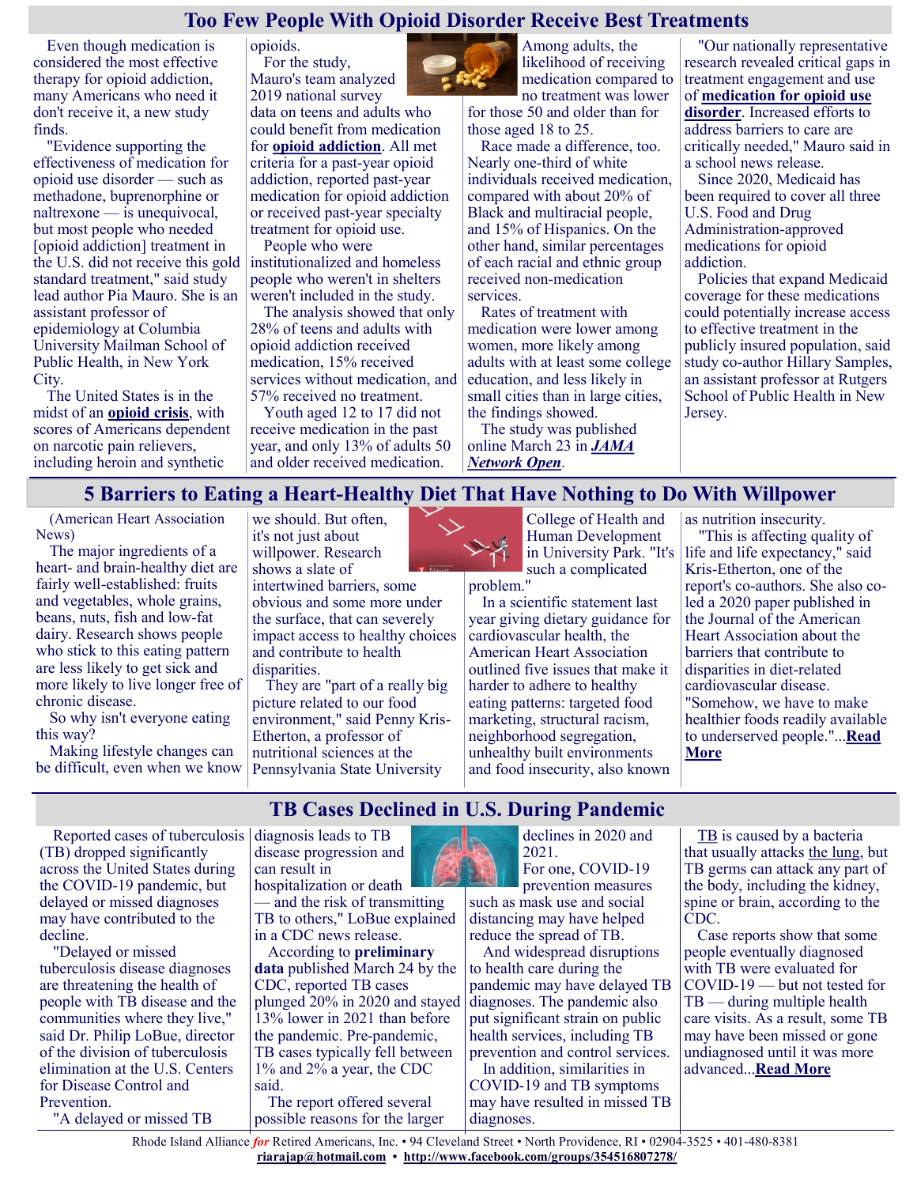## Too Few People With Opioid Disorder Receive Best Treatments

Even though medication is considered the most effective therapy for opioid addiction, many Americans who need it don't receive it, a new study finds.

"Evidence supporting the effectiveness of medication for opioid use disorder — such as methadone, buprenorphine or naltrexone — is unequivocal, but most people who needed [opioid addiction] treatment in the U.S. did not receive this gold standard treatment," said study lead author Pia Mauro. She is an assistant professor of epidemiology at Columbia University Mailman School of Public Health, in New York City.

The United States is in the midst of an **opioid crisis**, with scores of Americans dependent on narcotic pain relievers, including heroin and synthetic opioids.

For the study, Mauro's team analyzed 2019 national survey data on teens and adults who could benefit from medication for **opioid addiction**. All met criteria for a past-year opioid addiction, reported past-year medication for opioid addiction or received past-year specialty treatment for opioid use.

People who were institutionalized and homeless people who weren't in shelters weren't included in the study.

The analysis showed that only 28% of teens and adults with opioid addiction received medication, 15% received services without medication, and 57% received no treatment.

Youth aged 12 to 17 did not receive medication in the past year, and only 13% of adults 50 and older received medication.

Among adults, the likelihood of receiving medication compared to no treatment was lower for those 50 and older than for those aged 18 to 25.

Race made a difference, too. Nearly one-third of white individuals received medication, compared with about 20% of Black and multiracial people, and 15% of Hispanics. On the other hand, similar percentages of each racial and ethnic group received non-medication services.

Rates of treatment with medication were lower among women, more likely among adults with at least some college education, and less likely in small cities than in large cities, the findings showed.

The study was published online March 23 in ***JAMA Network Open***.

"Our nationally representative research revealed critical gaps in treatment engagement and use of **medication for opioid use disorder**. Increased efforts to address barriers to care are critically needed," Mauro said in a school news release.

Since 2020, Medicaid has been required to cover all three U.S. Food and Drug Administration-approved medications for opioid addiction.

Policies that expand Medicaid coverage for these medications could potentially increase access to effective treatment in the publicly insured population, said study co-author Hillary Samples, an assistant professor at Rutgers School of Public Health in New Jersey.

## 5 Barriers to Eating a Heart-Healthy Diet That Have Nothing to Do With Willpower

(American Heart Association News)

The major ingredients of a heart- and brain-healthy diet are fairly well-established: fruits and vegetables, whole grains, beans, nuts, fish and low-fat dairy. Research shows people who stick to this eating pattern are less likely to get sick and more likely to live longer free of chronic disease.

So why isn't everyone eating this way?

Making lifestyle changes can be difficult, even when we know we should. But often, it's not just about willpower. Research shows a slate of intertwined barriers, some obvious and some more under the surface, that can severely impact access to healthy choices and contribute to health disparities.

They are "part of a really big picture related to our food environment," said Penny Kris-Etherton, a professor of nutritional sciences at the Pennsylvania State University College of Health and Human Development in University Park. "It's such a complicated problem."

In a scientific statement last year giving dietary guidance for cardiovascular health, the American Heart Association outlined five issues that make it harder to adhere to healthy eating patterns: targeted food marketing, structural racism, neighborhood segregation, unhealthy built environments and food insecurity, also known as nutrition insecurity.

"This is affecting quality of life and life expectancy," said Kris-Etherton, one of the report's co-authors. She also co-led a 2020 paper published in the Journal of the American Heart Association about the barriers that contribute to disparities in diet-related cardiovascular disease. "Somehow, we have to make healthier foods readily available to underserved people."...**Read More**

## TB Cases Declined in U.S. During Pandemic

Reported cases of tuberculosis (TB) dropped significantly across the United States during the COVID-19 pandemic, but delayed or missed diagnoses may have contributed to the decline.

"Delayed or missed tuberculosis disease diagnoses are threatening the health of people with TB disease and the communities where they lived," said Dr. Philip LoBue, director of the division of tuberculosis elimination at the U.S. Centers for Disease Control and Prevention.

"A delayed or missed TB diagnosis leads to TB disease progression and can result in hospitalization or death — and the risk of transmitting TB to others," LoBue explained in a CDC news release.

According to **preliminary data** published March 24 by the CDC, reported TB cases plunged 20% in 2020 and stayed 13% lower in 2021 than before the pandemic. Pre-pandemic, TB cases typically fell between 1% and 2% a year, the CDC said.

The report offered several possible reasons for the larger declines in 2020 and 2021.

For one, COVID-19 prevention measures such as mask use and social distancing may have helped reduce the spread of TB.

And widespread disruptions to health care during the pandemic may have delayed TB diagnoses. The pandemic also put significant strain on public health services, including TB prevention and control services.

In addition, similarities in COVID-19 and TB symptoms may have resulted in missed TB diagnoses.

TB is caused by a bacteria that usually attacks the lung, but TB germs can attack any part of the body, including the kidney, spine or brain, according to the CDC.

Case reports show that some people eventually diagnosed with TB were evaluated for COVID-19 — but not tested for TB — during multiple health care visits. As a result, some TB may have been missed or gone undiagnosed until it was more advanced...**Read More**

Rhode Island Alliance *for* Retired Americans, Inc. • 94 Cleveland Street • North Providence, RI • 02904-3525 • 401-480-8381
**riarajap@hotmail.com** • **http://www.facebook.com/groups/354516807278/**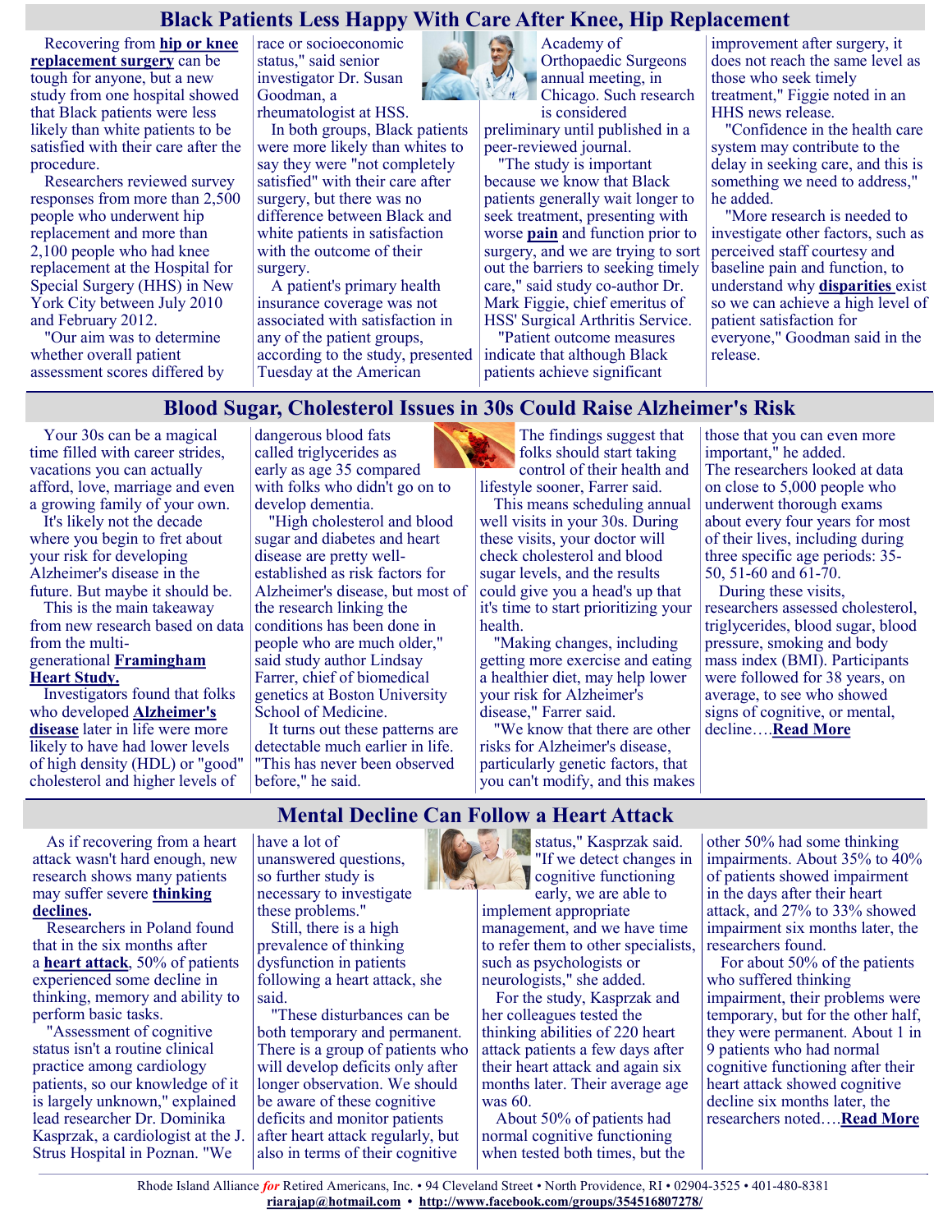## Black Patients Less Happy With Care After Knee, Hip Replacement

Recovering from **hip or knee replacement surgery** can be tough for anyone, but a new study from one hospital showed that Black patients were less likely than white patients to be satisfied with their care after the procedure.

Researchers reviewed survey responses from more than 2,500 people who underwent hip replacement and more than 2,100 people who had knee replacement at the Hospital for Special Surgery (HSS) in New York City between July 2010 and February 2012.

"Our aim was to determine whether overall patient assessment scores differed by race or socioeconomic status," said senior investigator Dr. Susan Goodman, a rheumatologist at HSS.

In both groups, Black patients were more likely than whites to say they were "not completely satisfied" with their care after surgery, but there was no difference between Black and white patients in satisfaction with the outcome of their surgery.

A patient's primary health insurance coverage was not associated with satisfaction in any of the patient groups, according to the study, presented Tuesday at the American Academy of Orthopaedic Surgeons annual meeting, in Chicago. Such research is considered preliminary until published in a peer-reviewed journal.

"The study is important because we know that Black patients generally wait longer to seek treatment, presenting with worse **pain** and function prior to surgery, and we are trying to sort out the barriers to seeking timely care," said study co-author Dr. Mark Figgie, chief emeritus of HSS' Surgical Arthritis Service.

"Patient outcome measures indicate that although Black patients achieve significant improvement after surgery, it does not reach the same level as those who seek timely treatment," Figgie noted in an HHS news release.

"Confidence in the health care system may contribute to the delay in seeking care, and this is something we need to address," he added.

"More research is needed to investigate other factors, such as perceived staff courtesy and baseline pain and function, to understand why **disparities** exist so we can achieve a high level of patient satisfaction for everyone," Goodman said in the release.

## Blood Sugar, Cholesterol Issues in 30s Could Raise Alzheimer's Risk

Your 30s can be a magical time filled with career strides, vacations you can actually afford, love, marriage and even a growing family of your own.

It's likely not the decade where you begin to fret about your risk for developing Alzheimer's disease in the future. But maybe it should be.

This is the main takeaway from new research based on data from the multi-generational **Framingham Heart Study.**

Investigators found that folks who developed **Alzheimer's disease** later in life were more likely to have had lower levels of high density (HDL) or "good" cholesterol and higher levels of dangerous blood fats called triglycerides as early as age 35 compared with folks who didn't go on to develop dementia.

"High cholesterol and blood sugar and diabetes and heart disease are pretty well-established as risk factors for Alzheimer's disease, but most of the research linking the conditions has been done in people who are much older," said study author Lindsay Farrer, chief of biomedical genetics at Boston University School of Medicine.

It turns out these patterns are detectable much earlier in life. "This has never been observed before," he said.

The findings suggest that folks should start taking control of their health and lifestyle sooner, Farrer said.

This means scheduling annual well visits in your 30s. During these visits, your doctor will check cholesterol and blood sugar levels, and the results could give you a head's up that it's time to start prioritizing your health.

"Making changes, including getting more exercise and eating a healthier diet, may help lower your risk for Alzheimer's disease," Farrer said.

"We know that there are other risks for Alzheimer's disease, particularly genetic factors, that you can't modify, and this makes those that you can even more important," he added.

The researchers looked at data on close to 5,000 people who underwent thorough exams about every four years for most of their lives, including during three specific age periods: 35-50, 51-60 and 61-70.

During these visits, researchers assessed cholesterol, triglycerides, blood sugar, blood pressure, smoking and body mass index (BMI). Participants were followed for 38 years, on average, to see who showed signs of cognitive, or mental, decline….**Read More**

## Mental Decline Can Follow a Heart Attack

As if recovering from a heart attack wasn't hard enough, new research shows many patients may suffer severe **thinking declines.**

Researchers in Poland found that in the six months after a **heart attack**, 50% of patients experienced some decline in thinking, memory and ability to perform basic tasks.

"Assessment of cognitive status isn't a routine clinical practice among cardiology patients, so our knowledge of it is largely unknown," explained lead researcher Dr. Dominika Kasprzak, a cardiologist at the J. Strus Hospital in Poznan. "We have a lot of unanswered questions, so further study is necessary to investigate these problems."

Still, there is a high prevalence of thinking dysfunction in patients following a heart attack, she said.

"These disturbances can be both temporary and permanent. There is a group of patients who will develop deficits only after longer observation. We should be aware of these cognitive deficits and monitor patients after heart attack regularly, but also in terms of their cognitive status," Kasprzak said. "If we detect changes in cognitive functioning early, we are able to implement appropriate management, and we have time to refer them to other specialists, such as psychologists or neurologists," she added.

For the study, Kasprzak and her colleagues tested the thinking abilities of 220 heart attack patients a few days after their heart attack and again six months later. Their average age was 60.

About 50% of patients had normal cognitive functioning when tested both times, but the other 50% had some thinking impairments. About 35% to 40% of patients showed impairment in the days after their heart attack, and 27% to 33% showed impairment six months later, the researchers found.

For about 50% of the patients who suffered thinking impairment, their problems were temporary, but for the other half, they were permanent. About 1 in 9 patients who had normal cognitive functioning after their heart attack showed cognitive decline six months later, the researchers noted….**Read More**

Rhode Island Alliance *for* Retired Americans, Inc. • 94 Cleveland Street • North Providence, RI • 02904-3525 • 401-480-8381
**riarajap@hotmail.com** • **http://www.facebook.com/groups/354516807278/**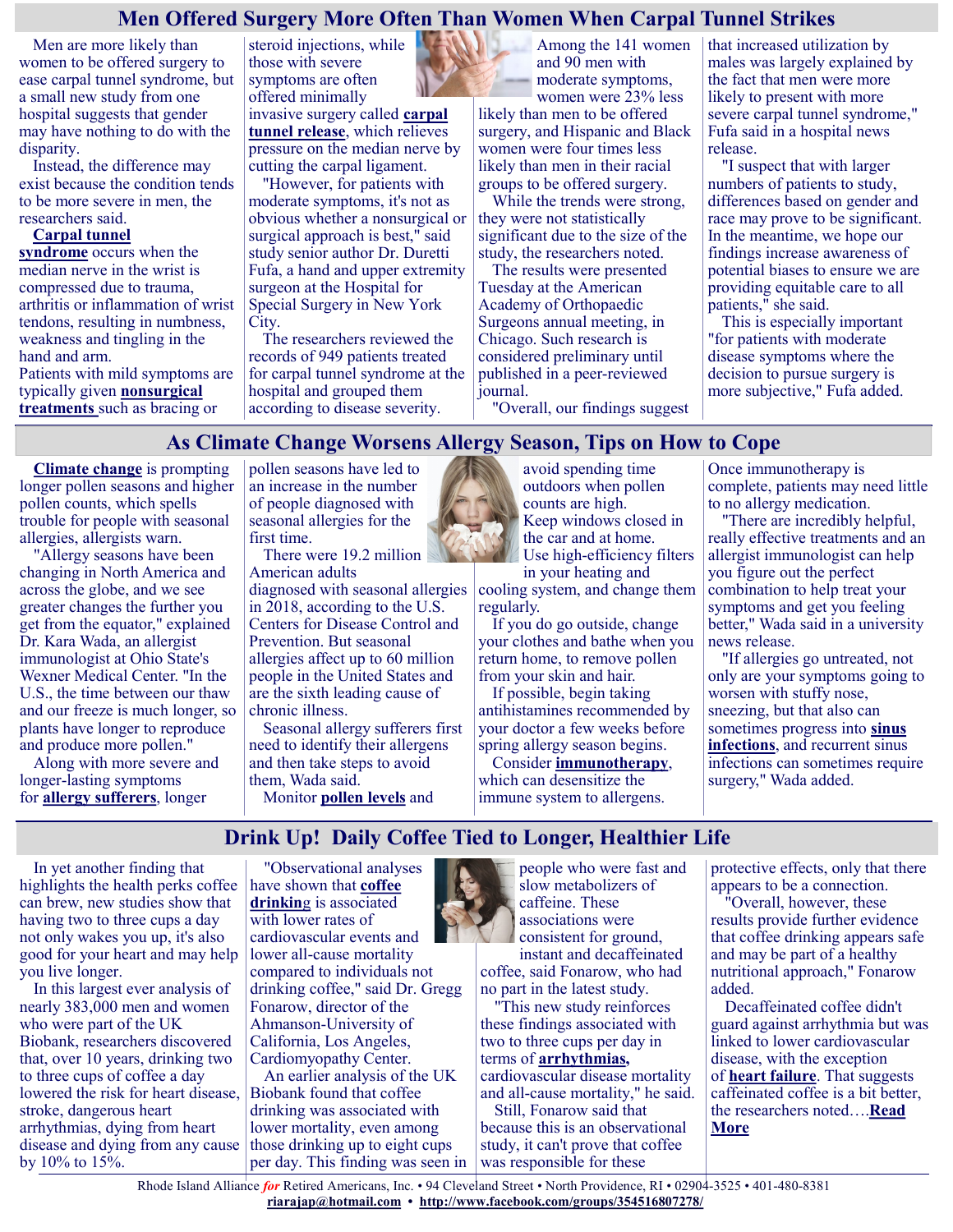## Men Offered Surgery More Often Than Women When Carpal Tunnel Strikes

Men are more likely than women to be offered surgery to ease carpal tunnel syndrome, but a small new study from one hospital suggests that gender may have nothing to do with the disparity.

Instead, the difference may exist because the condition tends to be more severe in men, the researchers said.

**Carpal tunnel syndrome** occurs when the median nerve in the wrist is compressed due to trauma, arthritis or inflammation of wrist tendons, resulting in numbness, weakness and tingling in the hand and arm.

Patients with mild symptoms are typically given **nonsurgical treatments** such as bracing or steroid injections, while those with severe symptoms are often offered minimally invasive surgery called **carpal tunnel release**, which relieves pressure on the median nerve by cutting the carpal ligament.

"However, for patients with moderate symptoms, it's not as obvious whether a nonsurgical or surgical approach is best," said study senior author Dr. Duretti Fufa, a hand and upper extremity surgeon at the Hospital for Special Surgery in New York City.

The researchers reviewed the records of 949 patients treated for carpal tunnel syndrome at the hospital and grouped them according to disease severity.

Among the 141 women and 90 men with moderate symptoms, women were 23% less likely than men to be offered surgery, and Hispanic and Black women were four times less likely than men in their racial groups to be offered surgery.

While the trends were strong, they were not statistically significant due to the size of the study, the researchers noted.

The results were presented Tuesday at the American Academy of Orthopaedic Surgeons annual meeting, in Chicago. Such research is considered preliminary until published in a peer-reviewed journal.

"Overall, our findings suggest that increased utilization by males was largely explained by the fact that men were more likely to present with more severe carpal tunnel syndrome," Fufa said in a hospital news release.

"I suspect that with larger numbers of patients to study, differences based on gender and race may prove to be significant. In the meantime, we hope our findings increase awareness of potential biases to ensure we are providing equitable care to all patients," she said.

This is especially important "for patients with moderate disease symptoms where the decision to pursue surgery is more subjective," Fufa added.

## As Climate Change Worsens Allergy Season, Tips on How to Cope

**Climate change** is prompting longer pollen seasons and higher pollen counts, which spells trouble for people with seasonal allergies, allergists warn.

"Allergy seasons have been changing in North America and across the globe, and we see greater changes the further you get from the equator," explained Dr. Kara Wada, an allergist immunologist at Ohio State's Wexner Medical Center. "In the U.S., the time between our thaw and our freeze is much longer, so plants have longer to reproduce and produce more pollen."

Along with more severe and longer-lasting symptoms for **allergy sufferers**, longer pollen seasons have led to an increase in the number of people diagnosed with seasonal allergies for the first time.

There were 19.2 million American adults diagnosed with seasonal allergies in 2018, according to the U.S. Centers for Disease Control and Prevention. But seasonal allergies affect up to 60 million people in the United States and are the sixth leading cause of chronic illness.

Seasonal allergy sufferers first need to identify their allergens and then take steps to avoid them, Wada said.

Monitor **pollen levels** and avoid spending time outdoors when pollen counts are high.

Keep windows closed in the car and at home.

Use high-efficiency filters in your heating and cooling system, and change them regularly.

If you do go outside, change your clothes and bathe when you return home, to remove pollen from your skin and hair.

If possible, begin taking antihistamines recommended by your doctor a few weeks before spring allergy season begins.

Consider **immunotherapy**, which can desensitize the immune system to allergens. Once immunotherapy is complete, patients may need little to no allergy medication.

"There are incredibly helpful, really effective treatments and an allergist immunologist can help you figure out the perfect combination to help treat your symptoms and get you feeling better," Wada said in a university news release.

"If allergies go untreated, not only are your symptoms going to worsen with stuffy nose, sneezing, but that also can sometimes progress into **sinus infections**, and recurrent sinus infections can sometimes require surgery," Wada added.

## Drink Up! Daily Coffee Tied to Longer, Healthier Life

In yet another finding that highlights the health perks coffee can brew, new studies show that having two to three cups a day not only wakes you up, it's also good for your heart and may help you live longer.

In this largest ever analysis of nearly 383,000 men and women who were part of the UK Biobank, researchers discovered that, over 10 years, drinking two to three cups of coffee a day lowered the risk for heart disease, stroke, dangerous heart arrhythmias, dying from heart disease and dying from any cause by 10% to 15%.

"Observational analyses have shown that **coffee drinking** is associated with lower rates of cardiovascular events and lower all-cause mortality compared to individuals not drinking coffee," said Dr. Gregg Fonarow, director of the Ahmanson-University of California, Los Angeles, Cardiomyopathy Center.

An earlier analysis of the UK Biobank found that coffee drinking was associated with lower mortality, even among those drinking up to eight cups per day. This finding was seen in people who were fast and slow metabolizers of caffeine. These associations were consistent for ground, instant and decaffeinated coffee, said Fonarow, who had no part in the latest study.

"This new study reinforces these findings associated with two to three cups per day in terms of **arrhythmias**, cardiovascular disease mortality and all-cause mortality," he said.

Still, Fonarow said that because this is an observational study, it can't prove that coffee was responsible for these protective effects, only that there appears to be a connection.

"Overall, however, these results provide further evidence that coffee drinking appears safe and may be part of a healthy nutritional approach," Fonarow added.

Decaffeinated coffee didn't guard against arrhythmia but was linked to lower cardiovascular disease, with the exception of **heart failure**. That suggests caffeinated coffee is a bit better, the researchers noted….**Read More**

Rhode Island Alliance *for* Retired Americans, Inc. • 94 Cleveland Street • North Providence, RI • 02904-3525 • 401-480-8381
**riarajap@hotmail.com** • **http://www.facebook.com/groups/354516807278/**